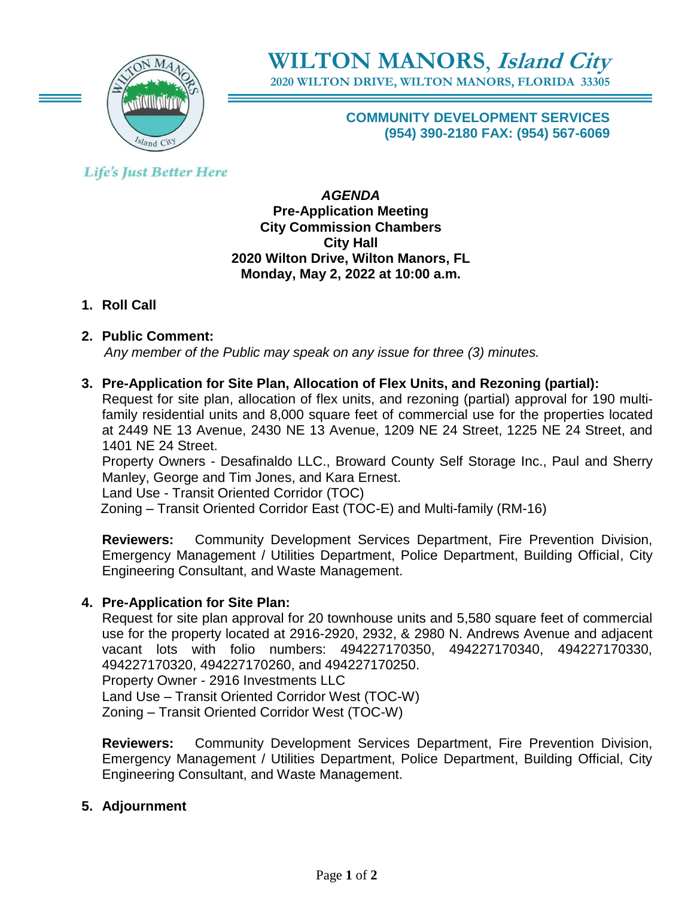# WILTON MANORS, *Island City*

**2020 WILTON DRIVE, WILTON MANORS, FLORIDA 33305**

**COMMUNITY DEVELOPMENT SERVICES**
**(954) 390-2180 FAX: (954) 567-6069**

*Life's Just Better Here*

***AGENDA***
**Pre-Application Meeting**
**City Commission Chambers**
**City Hall**
**2020 Wilton Drive, Wilton Manors, FL**
**Monday, May 2, 2022 at 10:00 a.m.**

1. **Roll Call**

2. **Public Comment:**
   *Any member of the Public may speak on any issue for three (3) minutes.*

3. **Pre-Application for Site Plan, Allocation of Flex Units, and Rezoning (partial):**
   Request for site plan, allocation of flex units, and rezoning (partial) approval for 190 multi-family residential units and 8,000 square feet of commercial use for the properties located at 2449 NE 13 Avenue, 2430 NE 13 Avenue, 1209 NE 24 Street, 1225 NE 24 Street, and 1401 NE 24 Street.
   Property Owners - Desafinaldo LLC., Broward County Self Storage Inc., Paul and Sherry Manley, George and Tim Jones, and Kara Ernest.
   Land Use - Transit Oriented Corridor (TOC)
   Zoning – Transit Oriented Corridor East (TOC-E) and Multi-family (RM-16)

   **Reviewers:** Community Development Services Department, Fire Prevention Division, Emergency Management / Utilities Department, Police Department, Building Official, City Engineering Consultant, and Waste Management.

4. **Pre-Application for Site Plan:**
   Request for site plan approval for 20 townhouse units and 5,580 square feet of commercial use for the property located at 2916-2920, 2932, & 2980 N. Andrews Avenue and adjacent vacant lots with folio numbers: 494227170350, 494227170340, 494227170330, 494227170320, 494227170260, and 494227170250.
   Property Owner - 2916 Investments LLC
   Land Use – Transit Oriented Corridor West (TOC-W)
   Zoning – Transit Oriented Corridor West (TOC-W)

   **Reviewers:** Community Development Services Department, Fire Prevention Division, Emergency Management / Utilities Department, Police Department, Building Official, City Engineering Consultant, and Waste Management.

5. **Adjournment**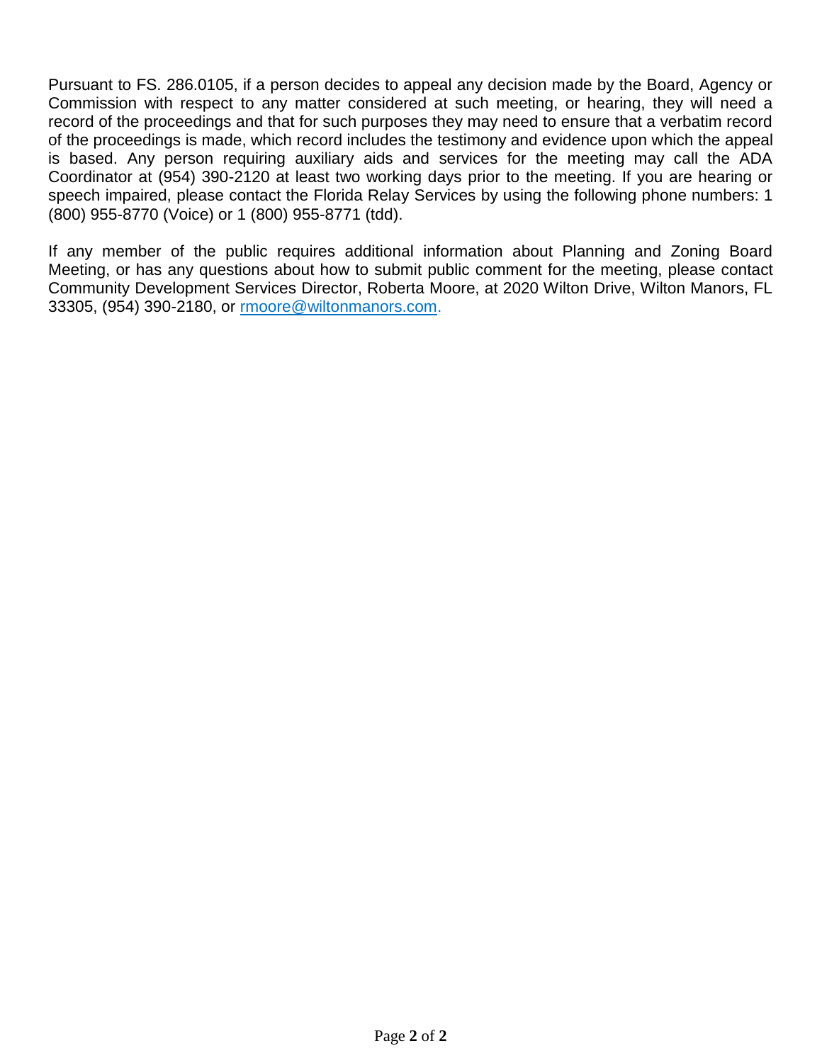Pursuant to FS. 286.0105, if a person decides to appeal any decision made by the Board, Agency or Commission with respect to any matter considered at such meeting, or hearing, they will need a record of the proceedings and that for such purposes they may need to ensure that a verbatim record of the proceedings is made, which record includes the testimony and evidence upon which the appeal is based. Any person requiring auxiliary aids and services for the meeting may call the ADA Coordinator at (954) 390-2120 at least two working days prior to the meeting. If you are hearing or speech impaired, please contact the Florida Relay Services by using the following phone numbers: 1 (800) 955-8770 (Voice) or 1 (800) 955-8771 (tdd).

If any member of the public requires additional information about Planning and Zoning Board Meeting, or has any questions about how to submit public comment for the meeting, please contact Community Development Services Director, Roberta Moore, at 2020 Wilton Drive, Wilton Manors, FL 33305, (954) 390-2180, or rmoore@wiltonmanors.com.